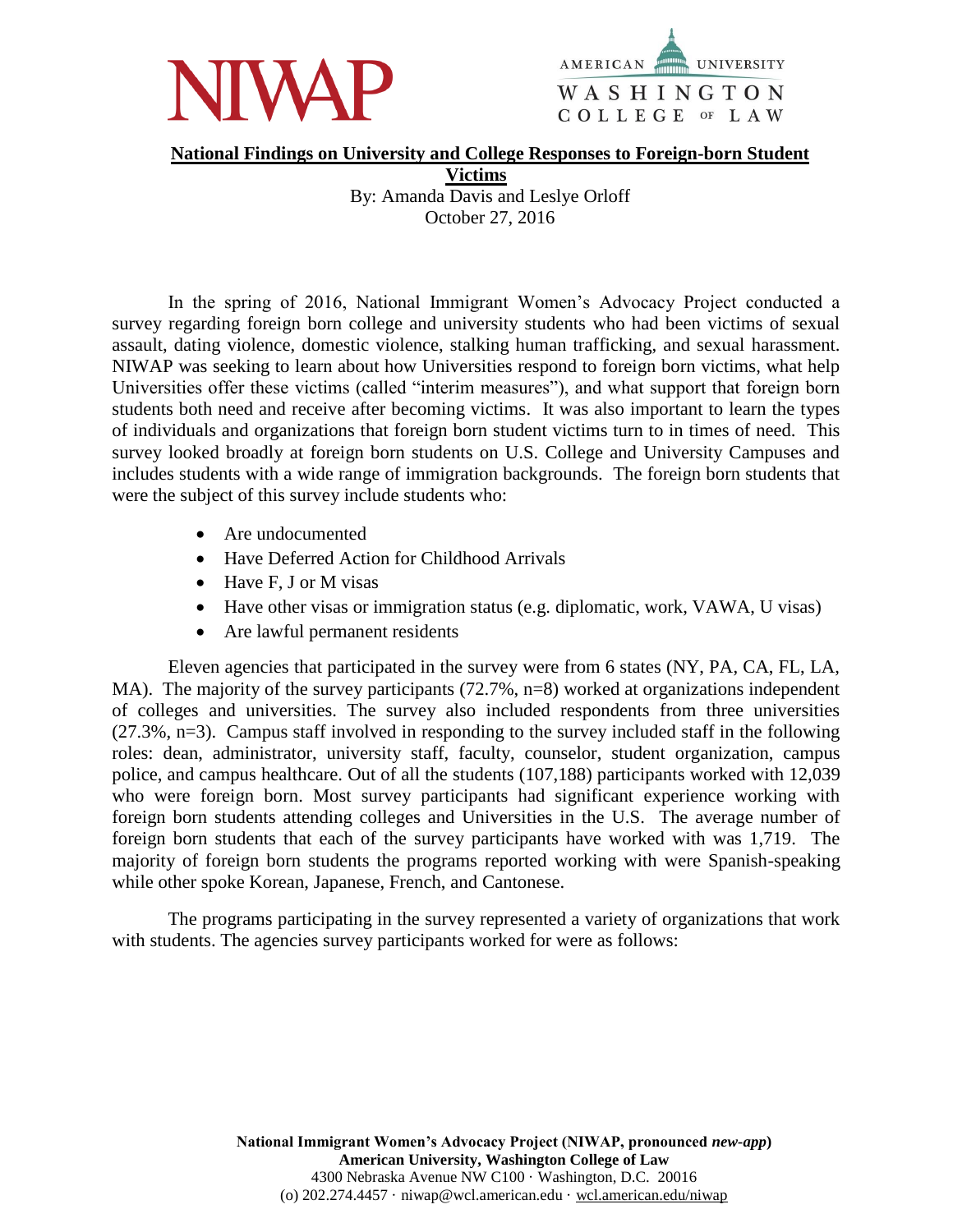**NIWAP**

**AMERICAN UNIVERSITY WASHINGTON COLLEGE OF LAW**

# National Findings on University and College Responses to Foreign-born Student Victims

By: Amanda Davis and Leslye Orloff
October 27, 2016

In the spring of 2016, National Immigrant Women's Advocacy Project conducted a survey regarding foreign born college and university students who had been victims of sexual assault, dating violence, domestic violence, stalking human trafficking, and sexual harassment. NIWAP was seeking to learn about how Universities respond to foreign born victims, what help Universities offer these victims (called "interim measures"), and what support that foreign born students both need and receive after becoming victims. It was also important to learn the types of individuals and organizations that foreign born student victims turn to in times of need. This survey looked broadly at foreign born students on U.S. College and University Campuses and includes students with a wide range of immigration backgrounds. The foreign born students that were the subject of this survey include students who:

- Are undocumented
- Have Deferred Action for Childhood Arrivals
- Have F, J or M visas
- Have other visas or immigration status (e.g. diplomatic, work, VAWA, U visas)
- Are lawful permanent residents

Eleven agencies that participated in the survey were from 6 states (NY, PA, CA, FL, LA, MA). The majority of the survey participants (72.7%, n=8) worked at organizations independent of colleges and universities. The survey also included respondents from three universities (27.3%, n=3). Campus staff involved in responding to the survey included staff in the following roles: dean, administrator, university staff, faculty, counselor, student organization, campus police, and campus healthcare. Out of all the students (107,188) participants worked with 12,039 who were foreign born. Most survey participants had significant experience working with foreign born students attending colleges and Universities in the U.S. The average number of foreign born students that each of the survey participants have worked with was 1,719. The majority of foreign born students the programs reported working with were Spanish-speaking while other spoke Korean, Japanese, French, and Cantonese.

The programs participating in the survey represented a variety of organizations that work with students. The agencies survey participants worked for were as follows: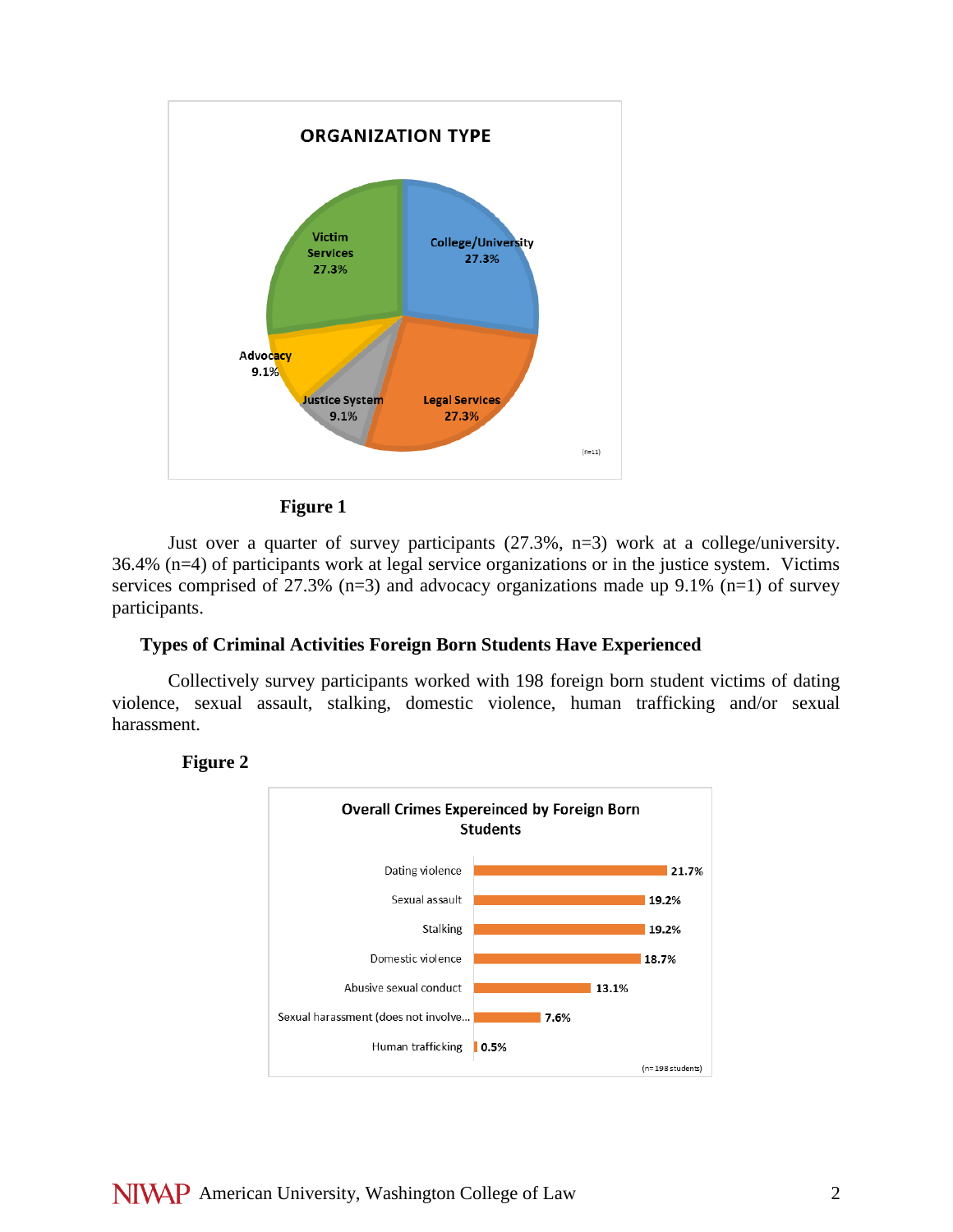**ORGANIZATION TYPE**

| Organization Type | Percentage |
|---|---|
| College/University | 27.3% |
| Legal Services | 27.3% |
| Justice System | 9.1% |
| Advocacy | 9.1% |
| Victim Services | 27.3% |

(n=11)

**Figure 1**

Just over a quarter of survey participants (27.3%, n=3) work at a college/university. 36.4% (n=4) of participants work at legal service organizations or in the justice system. Victims services comprised of 27.3% (n=3) and advocacy organizations made up 9.1% (n=1) of survey participants.

### Types of Criminal Activities Foreign Born Students Have Experienced

Collectively survey participants worked with 198 foreign born student victims of dating violence, sexual assault, stalking, domestic violence, human trafficking and/or sexual harassment.

**Figure 2**

**Overall Crimes Expereinced by Foreign Born Students**

| Crime | Percentage |
|---|---|
| Dating violence | 21.7% |
| Sexual assault | 19.2% |
| Stalking | 19.2% |
| Domestic violence | 18.7% |
| Abusive sexual conduct | 13.1% |
| Sexual harassment (does not involve... | 7.6% |
| Human trafficking | 0.5% |

(n= 198 students)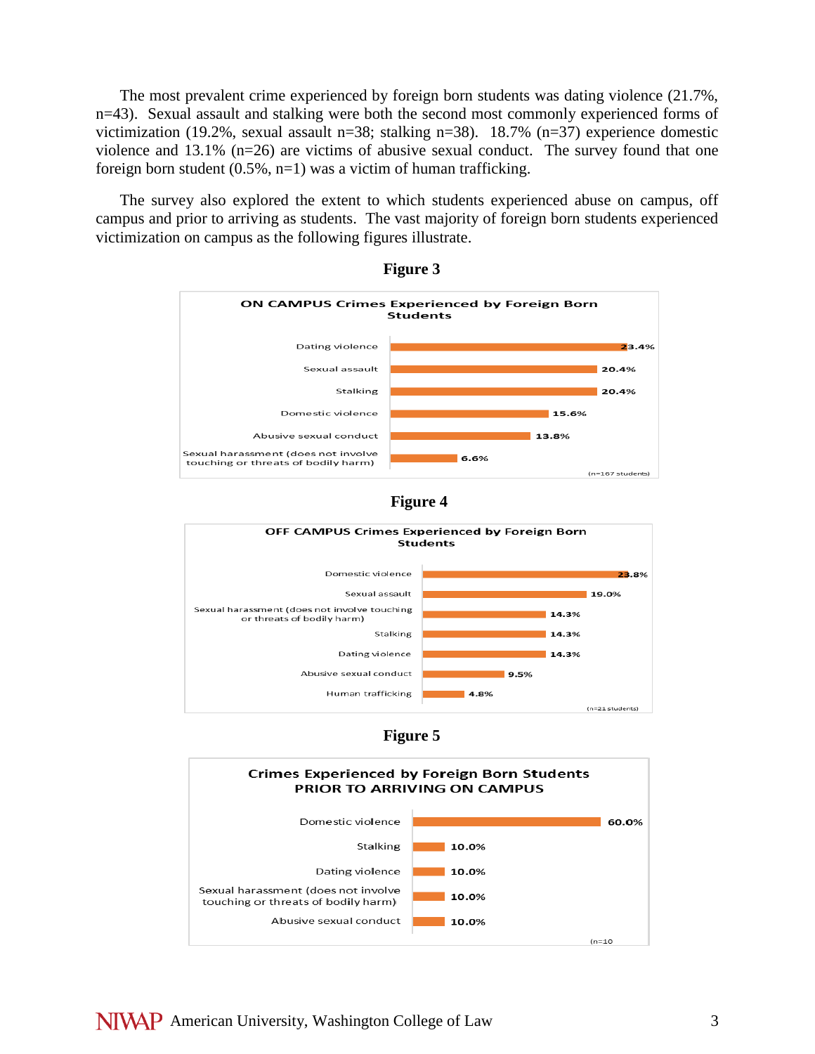The most prevalent crime experienced by foreign born students was dating violence (21.7%, n=43). Sexual assault and stalking were both the second most commonly experienced forms of victimization (19.2%, sexual assault n=38; stalking n=38). 18.7% (n=37) experience domestic violence and 13.1% (n=26) are victims of abusive sexual conduct. The survey found that one foreign born student (0.5%, n=1) was a victim of human trafficking.

The survey also explored the extent to which students experienced abuse on campus, off campus and prior to arriving as students. The vast majority of foreign born students experienced victimization on campus as the following figures illustrate.

**Figure 3**

**ON CAMPUS Crimes Experienced by Foreign Born Students**

| Crime | Percentage |
| --- | --- |
| Dating violence | 23.4% |
| Sexual assault | 20.4% |
| Stalking | 20.4% |
| Domestic violence | 15.6% |
| Abusive sexual conduct | 13.8% |
| Sexual harassment (does not involve touching or threats of bodily harm) | 6.6% |

(n=167 students)

**Figure 4**

**OFF CAMPUS Crimes Experienced by Foreign Born Students**

| Crime | Percentage |
| --- | --- |
| Domestic violence | 23.8% |
| Sexual assault | 19.0% |
| Sexual harassment (does not involve touching or threats of bodily harm) | 14.3% |
| Stalking | 14.3% |
| Dating violence | 14.3% |
| Abusive sexual conduct | 9.5% |
| Human trafficking | 4.8% |

(n=21 students)

**Figure 5**

**Crimes Experienced by Foreign Born Students PRIOR TO ARRIVING ON CAMPUS**

| Crime | Percentage |
| --- | --- |
| Domestic violence | 60.0% |
| Stalking | 10.0% |
| Dating violence | 10.0% |
| Sexual harassment (does not involve touching or threats of bodily harm) | 10.0% |
| Abusive sexual conduct | 10.0% |

(n=10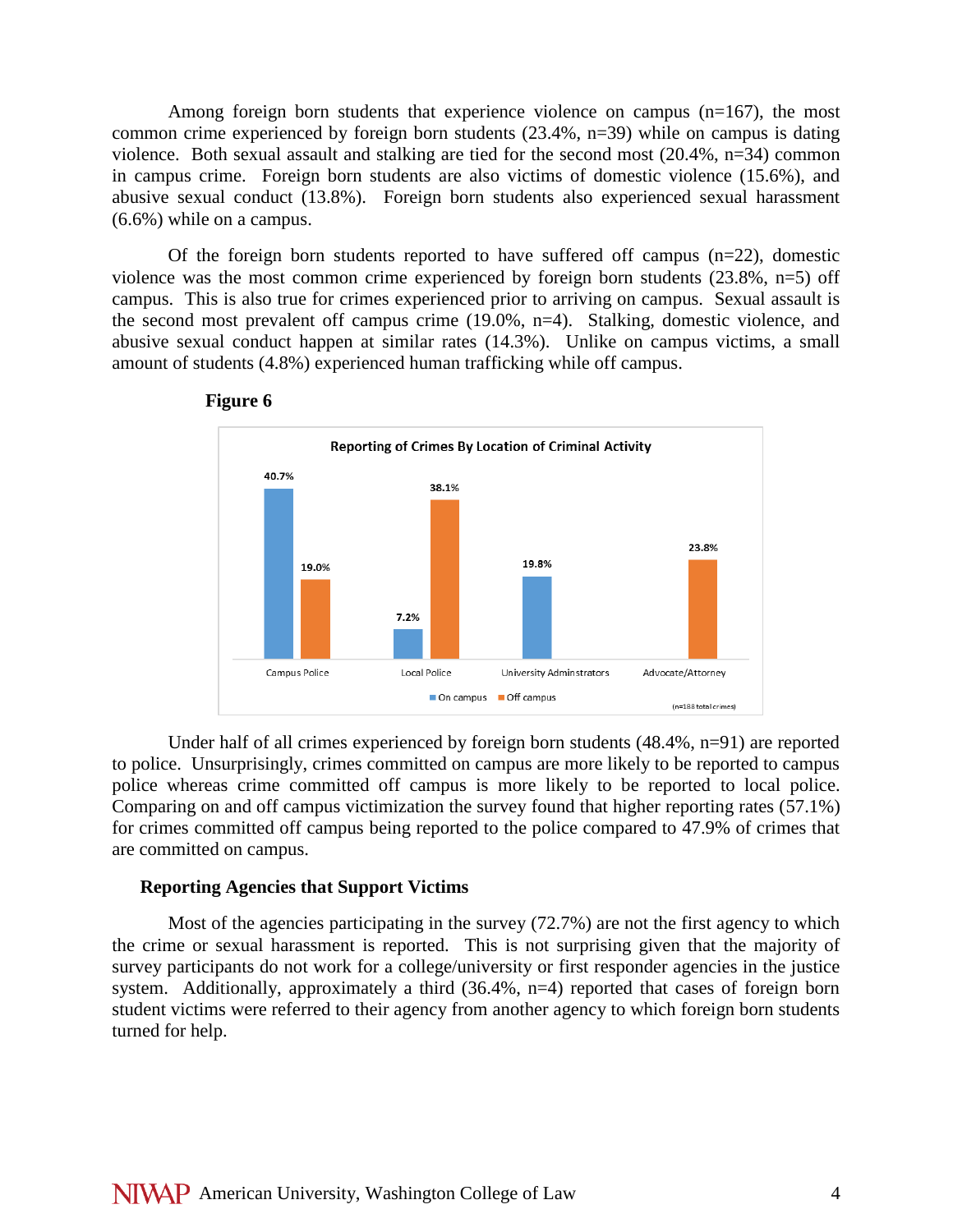Among foreign born students that experience violence on campus (n=167), the most common crime experienced by foreign born students (23.4%, n=39) while on campus is dating violence. Both sexual assault and stalking are tied for the second most (20.4%, n=34) common in campus crime. Foreign born students are also victims of domestic violence (15.6%), and abusive sexual conduct (13.8%). Foreign born students also experienced sexual harassment (6.6%) while on a campus.

Of the foreign born students reported to have suffered off campus (n=22), domestic violence was the most common crime experienced by foreign born students (23.8%, n=5) off campus. This is also true for crimes experienced prior to arriving on campus. Sexual assault is the second most prevalent off campus crime (19.0%, n=4). Stalking, domestic violence, and abusive sexual conduct happen at similar rates (14.3%). Unlike on campus victims, a small amount of students (4.8%) experienced human trafficking while off campus.

**Figure 6**

Reporting of Crimes By Location of Criminal Activity

| | On campus | Off campus |
|---|---|---|
| Campus Police | 40.7% | 19.0% |
| Local Police | 7.2% | 38.1% |
| University Adminstrators | 19.8% | |
| Advocate/Attorney | | 23.8% |

(n=188 total crimes)

Under half of all crimes experienced by foreign born students (48.4%, n=91) are reported to police. Unsurprisingly, crimes committed on campus are more likely to be reported to campus police whereas crime committed off campus is more likely to be reported to local police. Comparing on and off campus victimization the survey found that higher reporting rates (57.1%) for crimes committed off campus being reported to the police compared to 47.9% of crimes that are committed on campus.

### Reporting Agencies that Support Victims

Most of the agencies participating in the survey (72.7%) are not the first agency to which the crime or sexual harassment is reported. This is not surprising given that the majority of survey participants do not work for a college/university or first responder agencies in the justice system. Additionally, approximately a third (36.4%, n=4) reported that cases of foreign born student victims were referred to their agency from another agency to which foreign born students turned for help.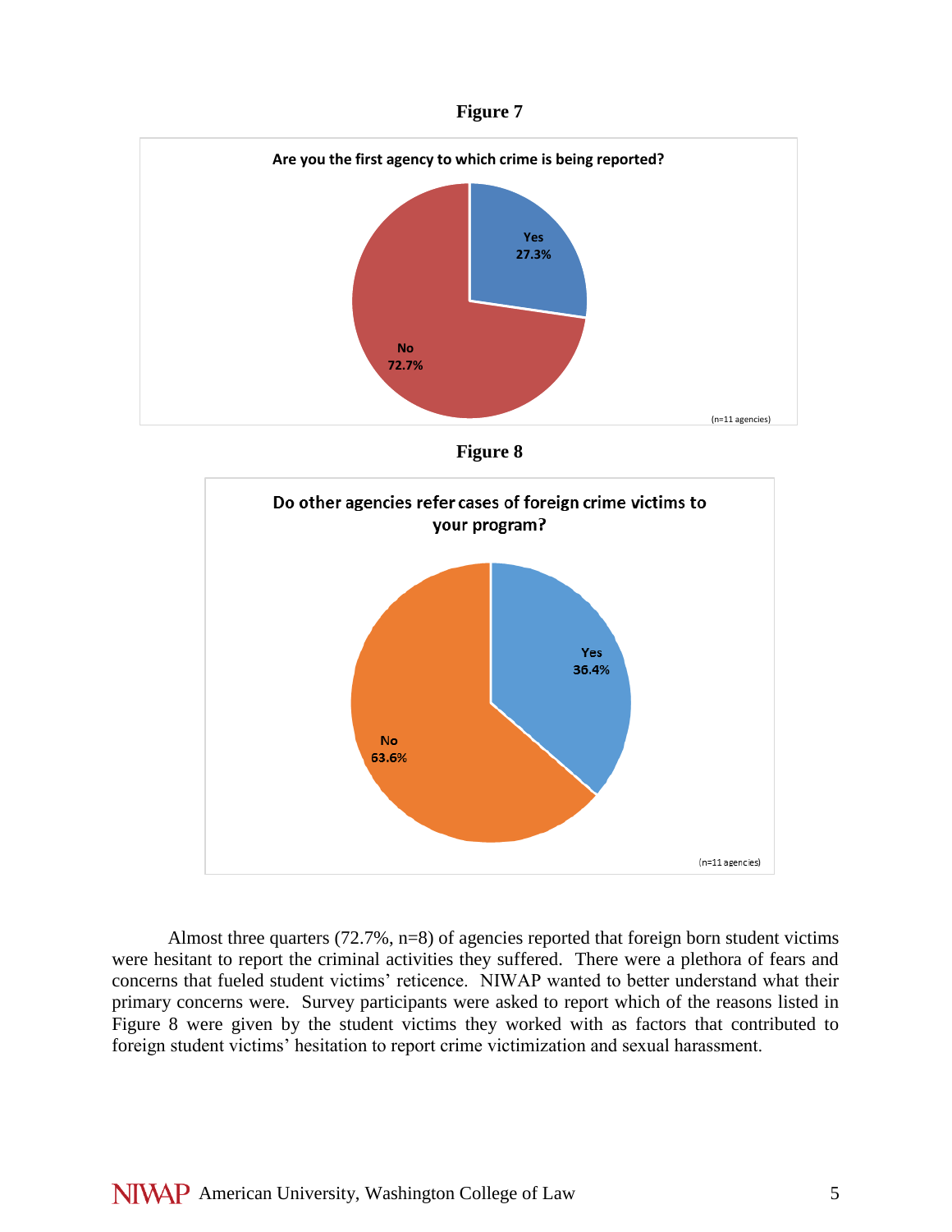**Figure 7**

**Are you the first agency to which crime is being reported?**

| Response | Percentage |
|---|---|
| Yes | 27.3% |
| No | 72.7% |

(n=11 agencies)

**Figure 8**

**Do other agencies refer cases of foreign crime victims to your program?**

| Response | Percentage |
|---|---|
| Yes | 36.4% |
| No | 63.6% |

(n=11 agencies)

Almost three quarters (72.7%, n=8) of agencies reported that foreign born student victims were hesitant to report the criminal activities they suffered. There were a plethora of fears and concerns that fueled student victims' reticence. NIWAP wanted to better understand what their primary concerns were. Survey participants were asked to report which of the reasons listed in Figure 8 were given by the student victims they worked with as factors that contributed to foreign student victims' hesitation to report crime victimization and sexual harassment.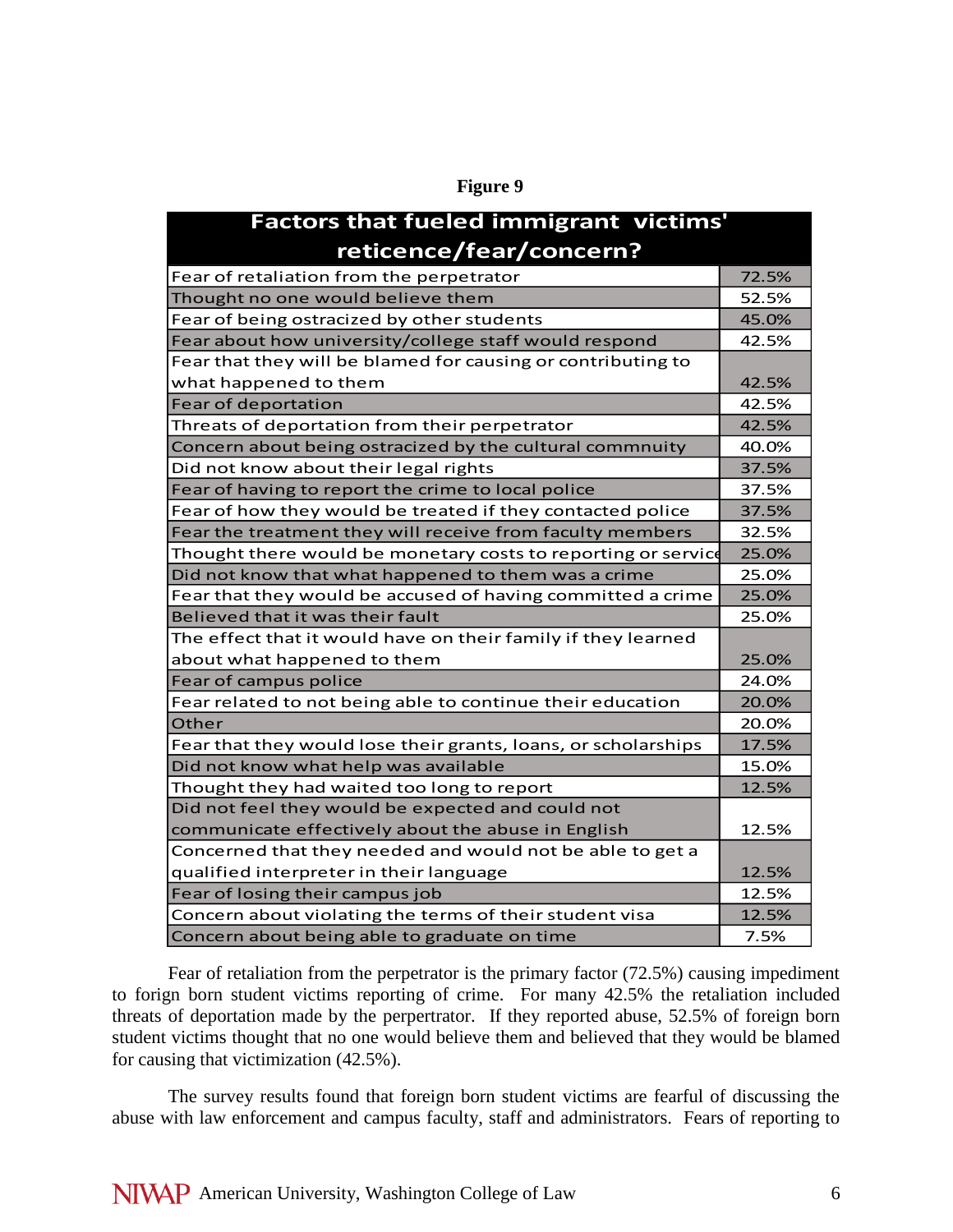**Figure 9**

| Factors that fueled immigrant victims' reticence/fear/concern? | |
|---|---|
| Fear of retaliation from the perpetrator | 72.5% |
| Thought no one would believe them | 52.5% |
| Fear of being ostracized by other students | 45.0% |
| Fear about how university/college staff would respond | 42.5% |
| Fear that they will be blamed for causing or contributing to what happened to them | 42.5% |
| Fear of deportation | 42.5% |
| Threats of deportation from their perpetrator | 42.5% |
| Concern about being ostracized by the cultural commnuity | 40.0% |
| Did not know about their legal rights | 37.5% |
| Fear of having to report the crime to local police | 37.5% |
| Fear of how they would be treated if they contacted police | 37.5% |
| Fear the treatment they will receive from faculty members | 32.5% |
| Thought there would be monetary costs to reporting or service | 25.0% |
| Did not know that what happened to them was a crime | 25.0% |
| Fear that they would be accused of having committed a crime | 25.0% |
| Believed that it was their fault | 25.0% |
| The effect that it would have on their family if they learned about what happened to them | 25.0% |
| Fear of campus police | 24.0% |
| Fear related to not being able to continue their education | 20.0% |
| Other | 20.0% |
| Fear that they would lose their grants, loans, or scholarships | 17.5% |
| Did not know what help was available | 15.0% |
| Thought they had waited too long to report | 12.5% |
| Did not feel they would be expected and could not communicate effectively about the abuse in English | 12.5% |
| Concerned that they needed and would not be able to get a qualified interpreter in their language | 12.5% |
| Fear of losing their campus job | 12.5% |
| Concern about violating the terms of their student visa | 12.5% |
| Concern about being able to graduate on time | 7.5% |

Fear of retaliation from the perpetrator is the primary factor (72.5%) causing impediment to forign born student victims reporting of crime. For many 42.5% the retaliation included threats of deportation made by the perpertrator. If they reported abuse, 52.5% of foreign born student victims thought that no one would believe them and believed that they would be blamed for causing that victimization (42.5%).

The survey results found that foreign born student victims are fearful of discussing the abuse with law enforcement and campus faculty, staff and administrators. Fears of reporting to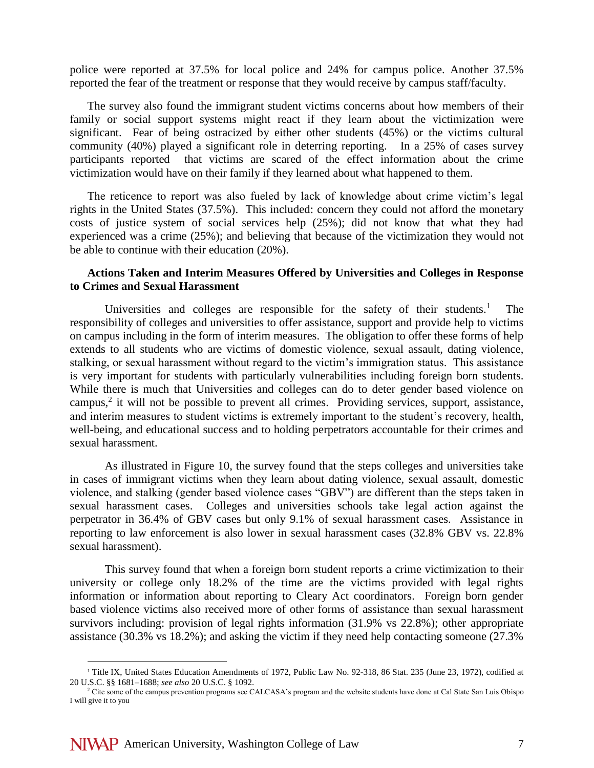police were reported at 37.5% for local police and 24% for campus police. Another 37.5% reported the fear of the treatment or response that they would receive by campus staff/faculty.

The survey also found the immigrant student victims concerns about how members of their family or social support systems might react if they learn about the victimization were significant. Fear of being ostracized by either other students (45%) or the victims cultural community (40%) played a significant role in deterring reporting. In a 25% of cases survey participants reported that victims are scared of the effect information about the crime victimization would have on their family if they learned about what happened to them.

The reticence to report was also fueled by lack of knowledge about crime victim's legal rights in the United States (37.5%). This included: concern they could not afford the monetary costs of justice system of social services help (25%); did not know that what they had experienced was a crime (25%); and believing that because of the victimization they would not be able to continue with their education (20%).

**Actions Taken and Interim Measures Offered by Universities and Colleges in Response to Crimes and Sexual Harassment**

Universities and colleges are responsible for the safety of their students.[1] The responsibility of colleges and universities to offer assistance, support and provide help to victims on campus including in the form of interim measures. The obligation to offer these forms of help extends to all students who are victims of domestic violence, sexual assault, dating violence, stalking, or sexual harassment without regard to the victim's immigration status. This assistance is very important for students with particularly vulnerabilities including foreign born students. While there is much that Universities and colleges can do to deter gender based violence on campus,[2] it will not be possible to prevent all crimes. Providing services, support, assistance, and interim measures to student victims is extremely important to the student's recovery, health, well-being, and educational success and to holding perpetrators accountable for their crimes and sexual harassment.

As illustrated in Figure 10, the survey found that the steps colleges and universities take in cases of immigrant victims when they learn about dating violence, sexual assault, domestic violence, and stalking (gender based violence cases "GBV") are different than the steps taken in sexual harassment cases. Colleges and universities schools take legal action against the perpetrator in 36.4% of GBV cases but only 9.1% of sexual harassment cases. Assistance in reporting to law enforcement is also lower in sexual harassment cases (32.8% GBV vs. 22.8% sexual harassment).

This survey found that when a foreign born student reports a crime victimization to their university or college only 18.2% of the time are the victims provided with legal rights information or information about reporting to Cleary Act coordinators. Foreign born gender based violence victims also received more of other forms of assistance than sexual harassment survivors including: provision of legal rights information (31.9% vs 22.8%); other appropriate assistance (30.3% vs 18.2%); and asking the victim if they need help contacting someone (27.3%

---

[1] Title IX, United States Education Amendments of 1972, Public Law No. 92-318, 86 Stat. 235 (June 23, 1972), codified at 20 U.S.C. §§ 1681–1688; *see also* 20 U.S.C. § 1092.

[2] Cite some of the campus prevention programs see CALCASA's program and the website students have done at Cal State San Luis Obispo I will give it to you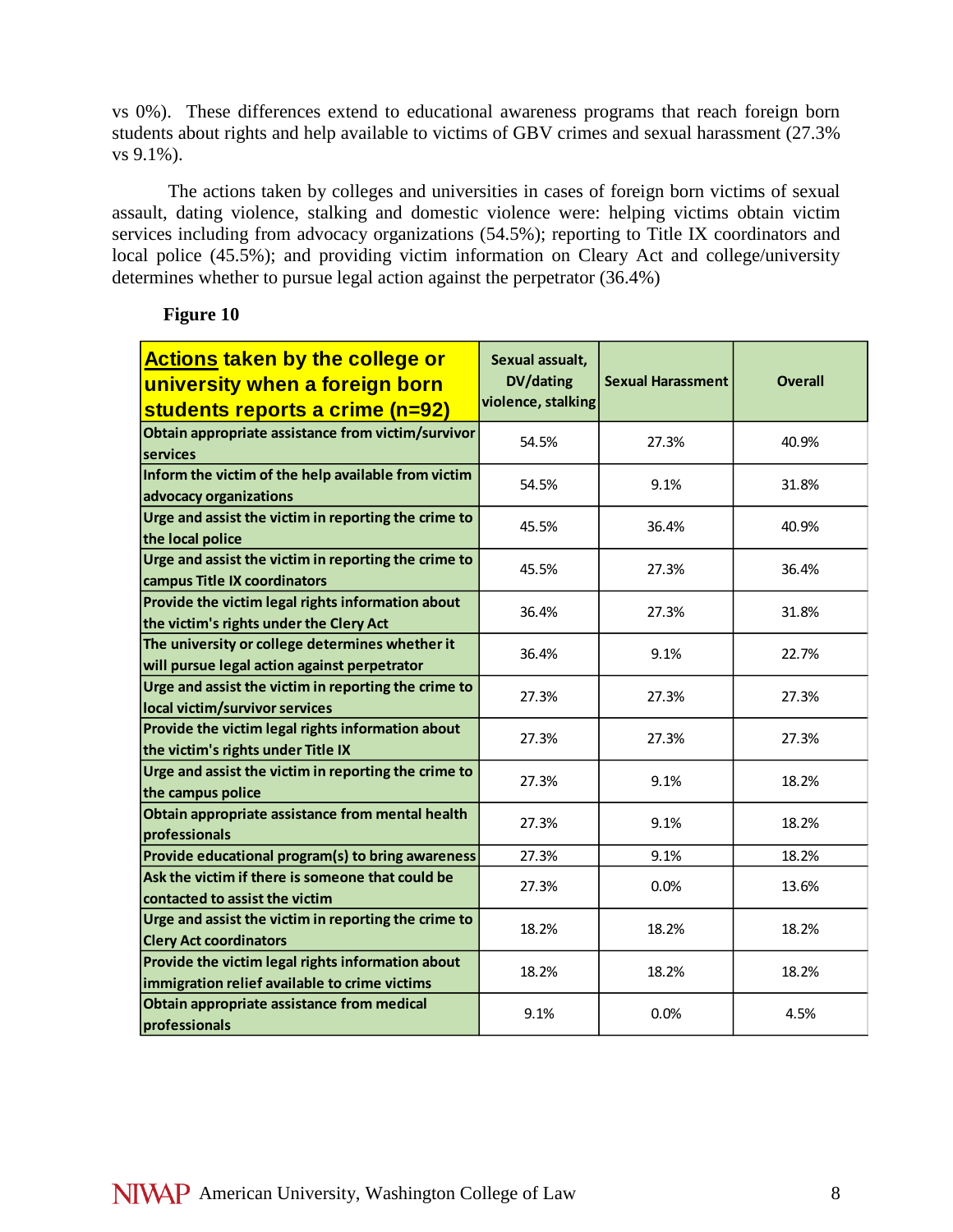vs 0%). These differences extend to educational awareness programs that reach foreign born students about rights and help available to victims of GBV crimes and sexual harassment (27.3% vs 9.1%).

The actions taken by colleges and universities in cases of foreign born victims of sexual assault, dating violence, stalking and domestic violence were: helping victims obtain victim services including from advocacy organizations (54.5%); reporting to Title IX coordinators and local police (45.5%); and providing victim information on Cleary Act and college/university determines whether to pursue legal action against the perpetrator (36.4%)

**Figure 10**

| **Actions taken by the college or university when a foreign born students reports a crime (n=92)** | Sexual assault, DV/dating violence, stalking | Sexual Harassment | Overall |
|---|---|---|---|
| Obtain appropriate assistance from victim/survivor services | 54.5% | 27.3% | 40.9% |
| Inform the victim of the help available from victim advocacy organizations | 54.5% | 9.1% | 31.8% |
| Urge and assist the victim in reporting the crime to the local police | 45.5% | 36.4% | 40.9% |
| Urge and assist the victim in reporting the crime to campus Title IX coordinators | 45.5% | 27.3% | 36.4% |
| Provide the victim legal rights information about the victim's rights under the Clery Act | 36.4% | 27.3% | 31.8% |
| The university or college determines whether it will pursue legal action against perpetrator | 36.4% | 9.1% | 22.7% |
| Urge and assist the victim in reporting the crime to local victim/survivor services | 27.3% | 27.3% | 27.3% |
| Provide the victim legal rights information about the victim's rights under Title IX | 27.3% | 27.3% | 27.3% |
| Urge and assist the victim in reporting the crime to the campus police | 27.3% | 9.1% | 18.2% |
| Obtain appropriate assistance from mental health professionals | 27.3% | 9.1% | 18.2% |
| Provide educational program(s) to bring awareness | 27.3% | 9.1% | 18.2% |
| Ask the victim if there is someone that could be contacted to assist the victim | 27.3% | 0.0% | 13.6% |
| Urge and assist the victim in reporting the crime to Clery Act coordinators | 18.2% | 18.2% | 18.2% |
| Provide the victim legal rights information about immigration relief available to crime victims | 18.2% | 18.2% | 18.2% |
| Obtain appropriate assistance from medical professionals | 9.1% | 0.0% | 4.5% |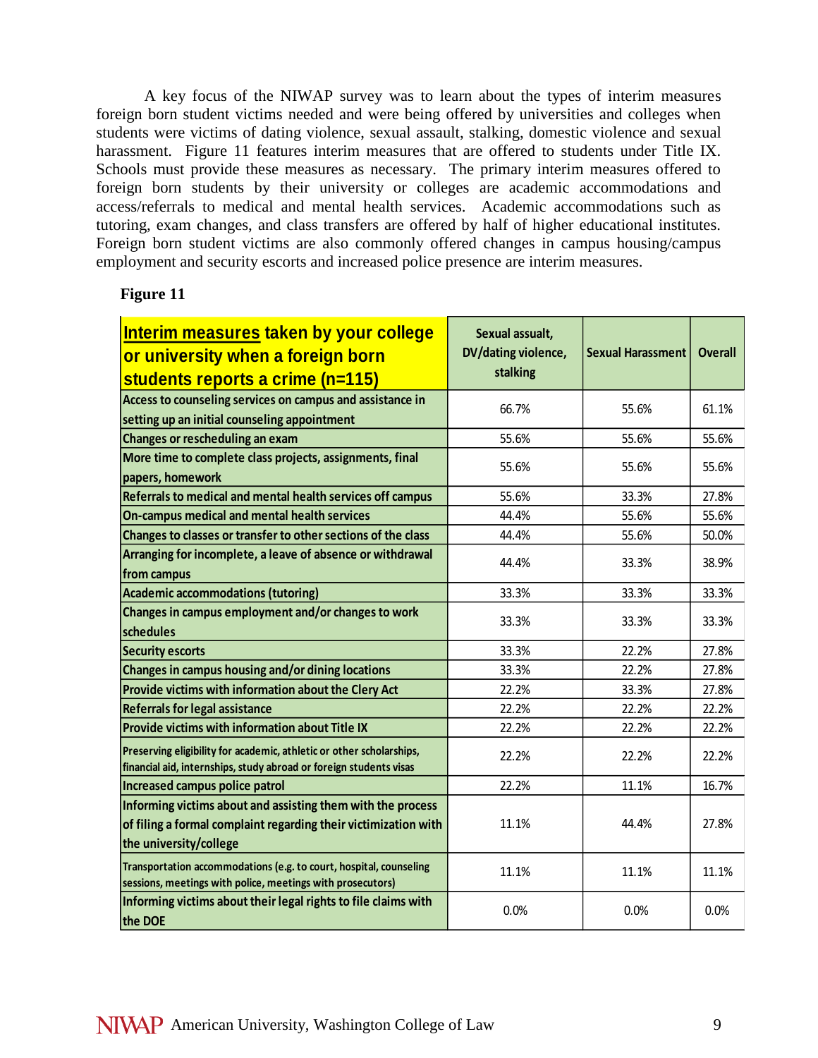A key focus of the NIWAP survey was to learn about the types of interim measures foreign born student victims needed and were being offered by universities and colleges when students were victims of dating violence, sexual assault, stalking, domestic violence and sexual harassment. Figure 11 features interim measures that are offered to students under Title IX. Schools must provide these measures as necessary. The primary interim measures offered to foreign born students by their university or colleges are academic accommodations and access/referrals to medical and mental health services. Academic accommodations such as tutoring, exam changes, and class transfers are offered by half of higher educational institutes. Foreign born student victims are also commonly offered changes in campus housing/campus employment and security escorts and increased police presence are interim measures.

**Figure 11**

| Interim measures taken by your college or university when a foreign born students reports a crime (n=115) | Sexual assault, DV/dating violence, stalking | Sexual Harassment | Overall |
|---|---|---|---|
| Access to counseling services on campus and assistance in setting up an initial counseling appointment | 66.7% | 55.6% | 61.1% |
| Changes or rescheduling an exam | 55.6% | 55.6% | 55.6% |
| More time to complete class projects, assignments, final papers, homework | 55.6% | 55.6% | 55.6% |
| Referrals to medical and mental health services off campus | 55.6% | 33.3% | 27.8% |
| On-campus medical and mental health services | 44.4% | 55.6% | 55.6% |
| Changes to classes or transfer to other sections of the class | 44.4% | 55.6% | 50.0% |
| Arranging for incomplete, a leave of absence or withdrawal from campus | 44.4% | 33.3% | 38.9% |
| Academic accommodations (tutoring) | 33.3% | 33.3% | 33.3% |
| Changes in campus employment and/or changes to work schedules | 33.3% | 33.3% | 33.3% |
| Security escorts | 33.3% | 22.2% | 27.8% |
| Changes in campus housing and/or dining locations | 33.3% | 22.2% | 27.8% |
| Provide victims with information about the Clery Act | 22.2% | 33.3% | 27.8% |
| Referrals for legal assistance | 22.2% | 22.2% | 22.2% |
| Provide victims with information about Title IX | 22.2% | 22.2% | 22.2% |
| Preserving eligibility for academic, athletic or other scholarships, financial aid, internships, study abroad or foreign students visas | 22.2% | 22.2% | 22.2% |
| Increased campus police patrol | 22.2% | 11.1% | 16.7% |
| Informing victims about and assisting them with the process of filing a formal complaint regarding their victimization with the university/college | 11.1% | 44.4% | 27.8% |
| Transportation accommodations (e.g. to court, hospital, counseling sessions, meetings with police, meetings with prosecutors) | 11.1% | 11.1% | 11.1% |
| Informing victims about their legal rights to file claims with the DOE | 0.0% | 0.0% | 0.0% |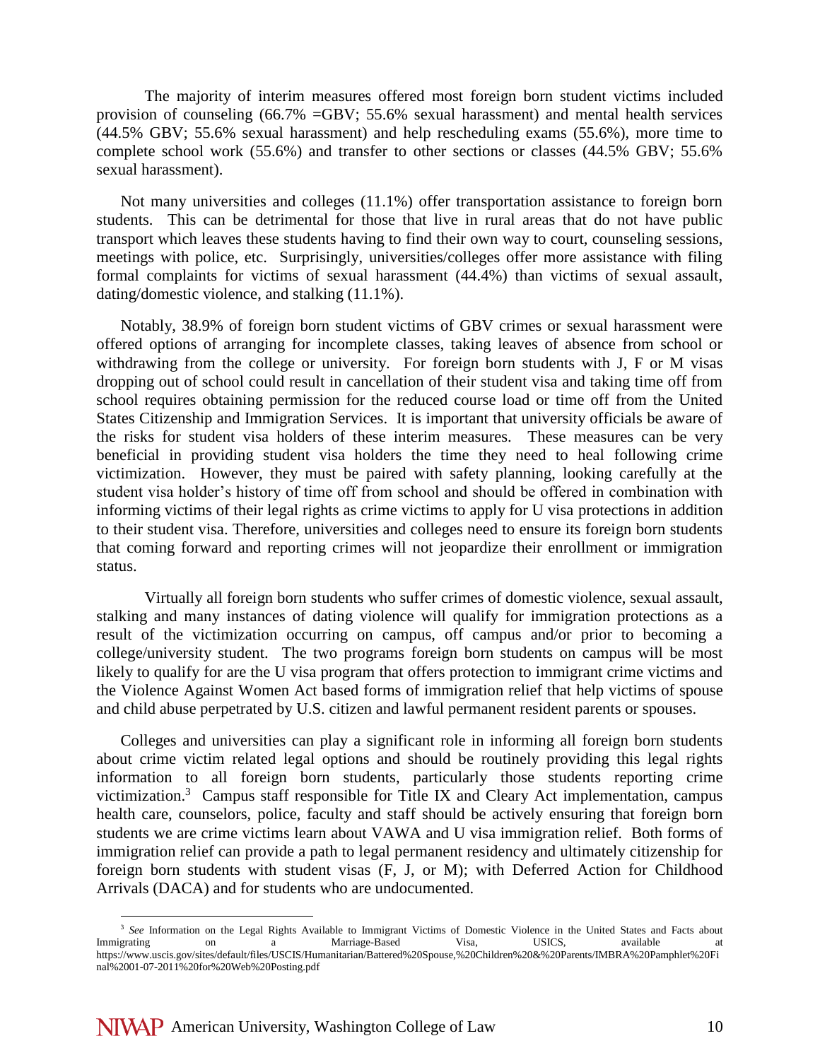The majority of interim measures offered most foreign born student victims included provision of counseling (66.7% =GBV; 55.6% sexual harassment) and mental health services (44.5% GBV; 55.6% sexual harassment) and help rescheduling exams (55.6%), more time to complete school work (55.6%) and transfer to other sections or classes (44.5% GBV; 55.6% sexual harassment).

Not many universities and colleges (11.1%) offer transportation assistance to foreign born students. This can be detrimental for those that live in rural areas that do not have public transport which leaves these students having to find their own way to court, counseling sessions, meetings with police, etc. Surprisingly, universities/colleges offer more assistance with filing formal complaints for victims of sexual harassment (44.4%) than victims of sexual assault, dating/domestic violence, and stalking (11.1%).

Notably, 38.9% of foreign born student victims of GBV crimes or sexual harassment were offered options of arranging for incomplete classes, taking leaves of absence from school or withdrawing from the college or university. For foreign born students with J, F or M visas dropping out of school could result in cancellation of their student visa and taking time off from school requires obtaining permission for the reduced course load or time off from the United States Citizenship and Immigration Services. It is important that university officials be aware of the risks for student visa holders of these interim measures. These measures can be very beneficial in providing student visa holders the time they need to heal following crime victimization. However, they must be paired with safety planning, looking carefully at the student visa holder's history of time off from school and should be offered in combination with informing victims of their legal rights as crime victims to apply for U visa protections in addition to their student visa. Therefore, universities and colleges need to ensure its foreign born students that coming forward and reporting crimes will not jeopardize their enrollment or immigration status.

Virtually all foreign born students who suffer crimes of domestic violence, sexual assault, stalking and many instances of dating violence will qualify for immigration protections as a result of the victimization occurring on campus, off campus and/or prior to becoming a college/university student. The two programs foreign born students on campus will be most likely to qualify for are the U visa program that offers protection to immigrant crime victims and the Violence Against Women Act based forms of immigration relief that help victims of spouse and child abuse perpetrated by U.S. citizen and lawful permanent resident parents or spouses.

Colleges and universities can play a significant role in informing all foreign born students about crime victim related legal options and should be routinely providing this legal rights information to all foreign born students, particularly those students reporting crime victimization.[3] Campus staff responsible for Title IX and Cleary Act implementation, campus health care, counselors, police, faculty and staff should be actively ensuring that foreign born students we are crime victims learn about VAWA and U visa immigration relief. Both forms of immigration relief can provide a path to legal permanent residency and ultimately citizenship for foreign born students with student visas (F, J, or M); with Deferred Action for Childhood Arrivals (DACA) and for students who are undocumented.

---

[3] *See* Information on the Legal Rights Available to Immigrant Victims of Domestic Violence in the United States and Facts about Immigrating on a Marriage-Based Visa, USICS, available at https://www.uscis.gov/sites/default/files/USCIS/Humanitarian/Battered%20Spouse,%20Children%20&%20Parents/IMBRA%20Pamphlet%20Final%2001-07-2011%20for%20Web%20Posting.pdf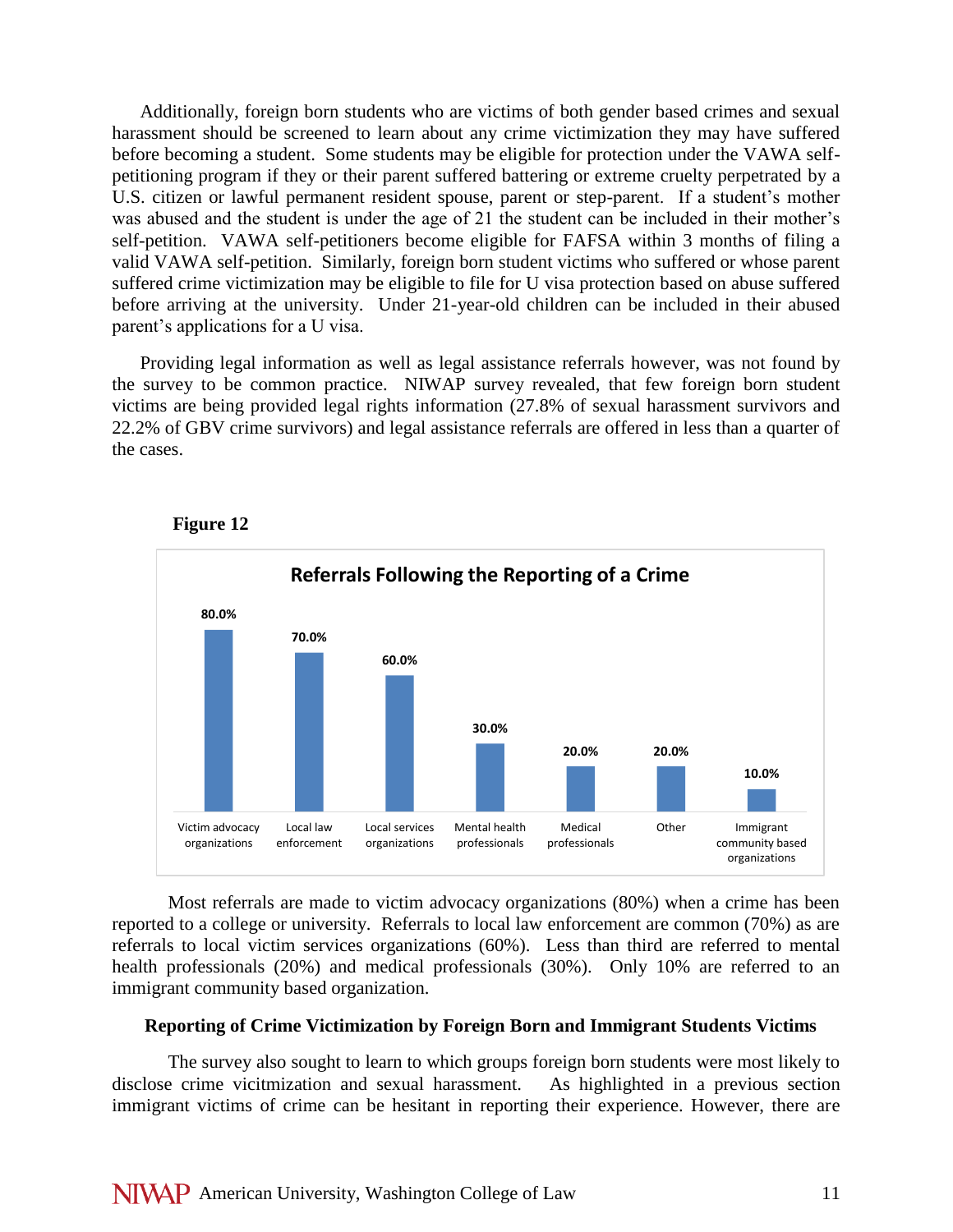Additionally, foreign born students who are victims of both gender based crimes and sexual harassment should be screened to learn about any crime victimization they may have suffered before becoming a student. Some students may be eligible for protection under the VAWA self-petitioning program if they or their parent suffered battering or extreme cruelty perpetrated by a U.S. citizen or lawful permanent resident spouse, parent or step-parent. If a student's mother was abused and the student is under the age of 21 the student can be included in their mother's self-petition. VAWA self-petitioners become eligible for FAFSA within 3 months of filing a valid VAWA self-petition. Similarly, foreign born student victims who suffered or whose parent suffered crime victimization may be eligible to file for U visa protection based on abuse suffered before arriving at the university. Under 21-year-old children can be included in their abused parent's applications for a U visa.

Providing legal information as well as legal assistance referrals however, was not found by the survey to be common practice. NIWAP survey revealed, that few foreign born student victims are being provided legal rights information (27.8% of sexual harassment survivors and 22.2% of GBV crime survivors) and legal assistance referrals are offered in less than a quarter of the cases.

**Figure 12**

**Referrals Following the Reporting of a Crime**

| Referral | Percentage |
|---|---|
| Victim advocacy organizations | 80.0% |
| Local law enforcement | 70.0% |
| Local services organizations | 60.0% |
| Mental health professionals | 30.0% |
| Medical professionals | 20.0% |
| Other | 20.0% |
| Immigrant community based organizations | 10.0% |

Most referrals are made to victim advocacy organizations (80%) when a crime has been reported to a college or university. Referrals to local law enforcement are common (70%) as are referrals to local victim services organizations (60%). Less than third are referred to mental health professionals (20%) and medical professionals (30%). Only 10% are referred to an immigrant community based organization.

### Reporting of Crime Victimization by Foreign Born and Immigrant Students Victims

The survey also sought to learn to which groups foreign born students were most likely to disclose crime vicitmization and sexual harassment. As highlighted in a previous section immigrant victims of crime can be hesitant in reporting their experience. However, there are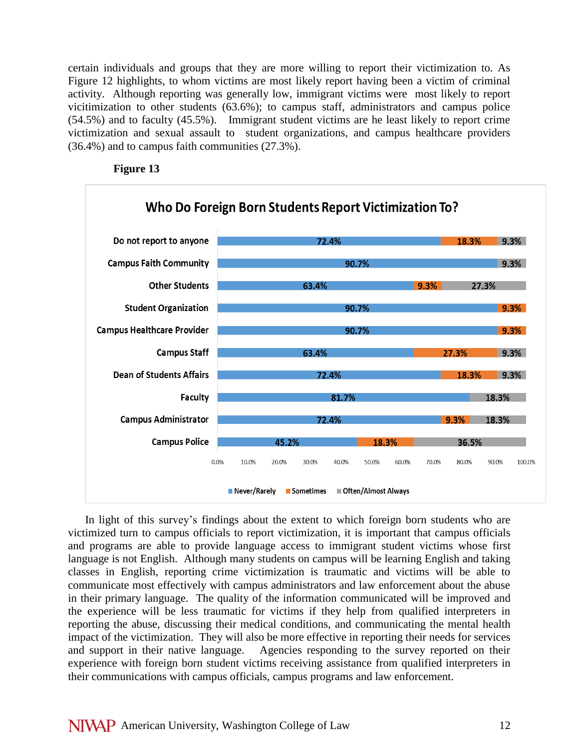certain individuals and groups that they are more willing to report their victimization to. As Figure 12 highlights, to whom victims are most likely report having been a victim of criminal activity. Although reporting was generally low, immigrant victims were most likely to report vicitimization to other students (63.6%); to campus staff, administrators and campus police (54.5%) and to faculty (45.5%). Immigrant student victims are he least likely to report crime victimization and sexual assault to student organizations, and campus healthcare providers (36.4%) and to campus faith communities (27.3%).

**Figure 13**

**Who Do Foreign Born Students Report Victimization To?**

| | Never/Rarely | Sometimes | Often/Almost Always |
|---|---|---|---|
| Do not report to anyone | 72.4% | 18.3% | 9.3% |
| Campus Faith Community | 90.7% | | 9.3% |
| Other Students | 63.4% | 9.3% | 27.3% |
| Student Organization | 90.7% | 9.3% | |
| Campus Healthcare Provider | 90.7% | 9.3% | |
| Campus Staff | 63.4% | 27.3% | 9.3% |
| Dean of Students Affairs | 72.4% | 18.3% | 9.3% |
| Faculty | 81.7% | | 18.3% |
| Campus Administrator | 72.4% | 9.3% | 18.3% |
| Campus Police | 45.2% | 18.3% | 36.5% |

In light of this survey's findings about the extent to which foreign born students who are victimized turn to campus officials to report victimization, it is important that campus officials and programs are able to provide language access to immigrant student victims whose first language is not English. Although many students on campus will be learning English and taking classes in English, reporting crime victimization is traumatic and victims will be able to communicate most effectively with campus administrators and law enforcement about the abuse in their primary language. The quality of the information communicated will be improved and the experience will be less traumatic for victims if they help from qualified interpreters in reporting the abuse, discussing their medical conditions, and communicating the mental health impact of the victimization. They will also be more effective in reporting their needs for services and support in their native language. Agencies responding to the survey reported on their experience with foreign born student victims receiving assistance from qualified interpreters in their communications with campus officials, campus programs and law enforcement.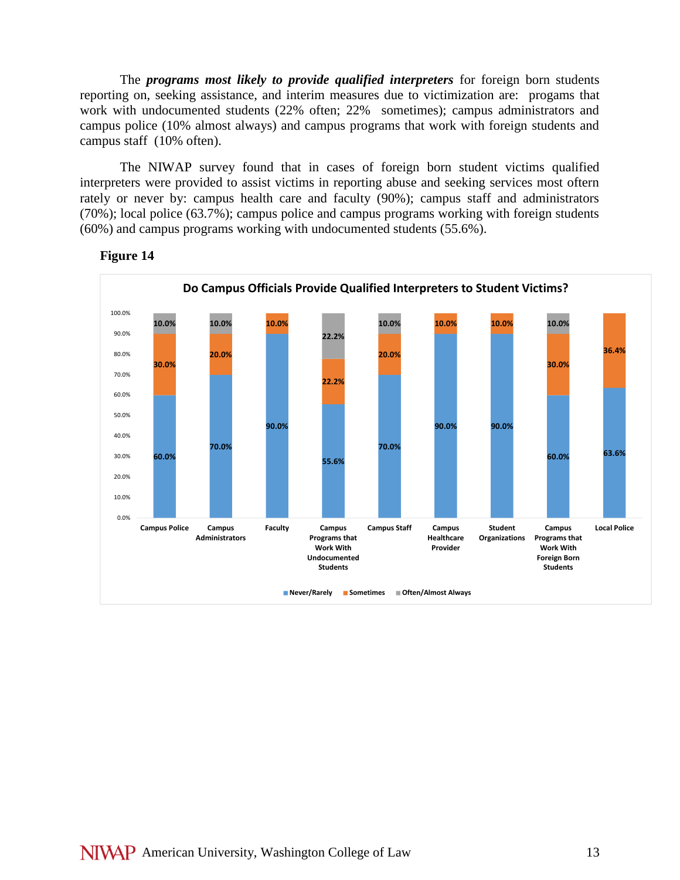The ***programs most likely to provide qualified interpreters*** for foreign born students reporting on, seeking assistance, and interim measures due to victimization are: progams that work with undocumented students (22% often; 22% sometimes); campus administrators and campus police (10% almost always) and campus programs that work with foreign students and campus staff (10% often).

The NIWAP survey found that in cases of foreign born student victims qualified interpreters were provided to assist victims in reporting abuse and seeking services most oftern rately or never by: campus health care and faculty (90%); campus staff and administrators (70%); local police (63.7%); campus police and campus programs working with foreign students (60%) and campus programs working with undocumented students (55.6%).

**Figure 14**

**Do Campus Officials Provide Qualified Interpreters to Student Victims?**

| | Never/Rarely | Sometimes | Often/Almost Always |
|---|---|---|---|
| Campus Police | 60.0% | 30.0% | 10.0% |
| Campus Administrators | 70.0% | 20.0% | 10.0% |
| Faculty | 90.0% | 10.0% | |
| Campus Programs that Work With Undocumented Students | 55.6% | 22.2% | 22.2% |
| Campus Staff | 70.0% | 20.0% | 10.0% |
| Campus Healthcare Provider | 90.0% | 10.0% | |
| Student Organizations | 90.0% | 10.0% | |
| Campus Programs that Work With Foreign Born Students | 60.0% | 30.0% | 10.0% |
| Local Police | 63.6% | 36.4% | |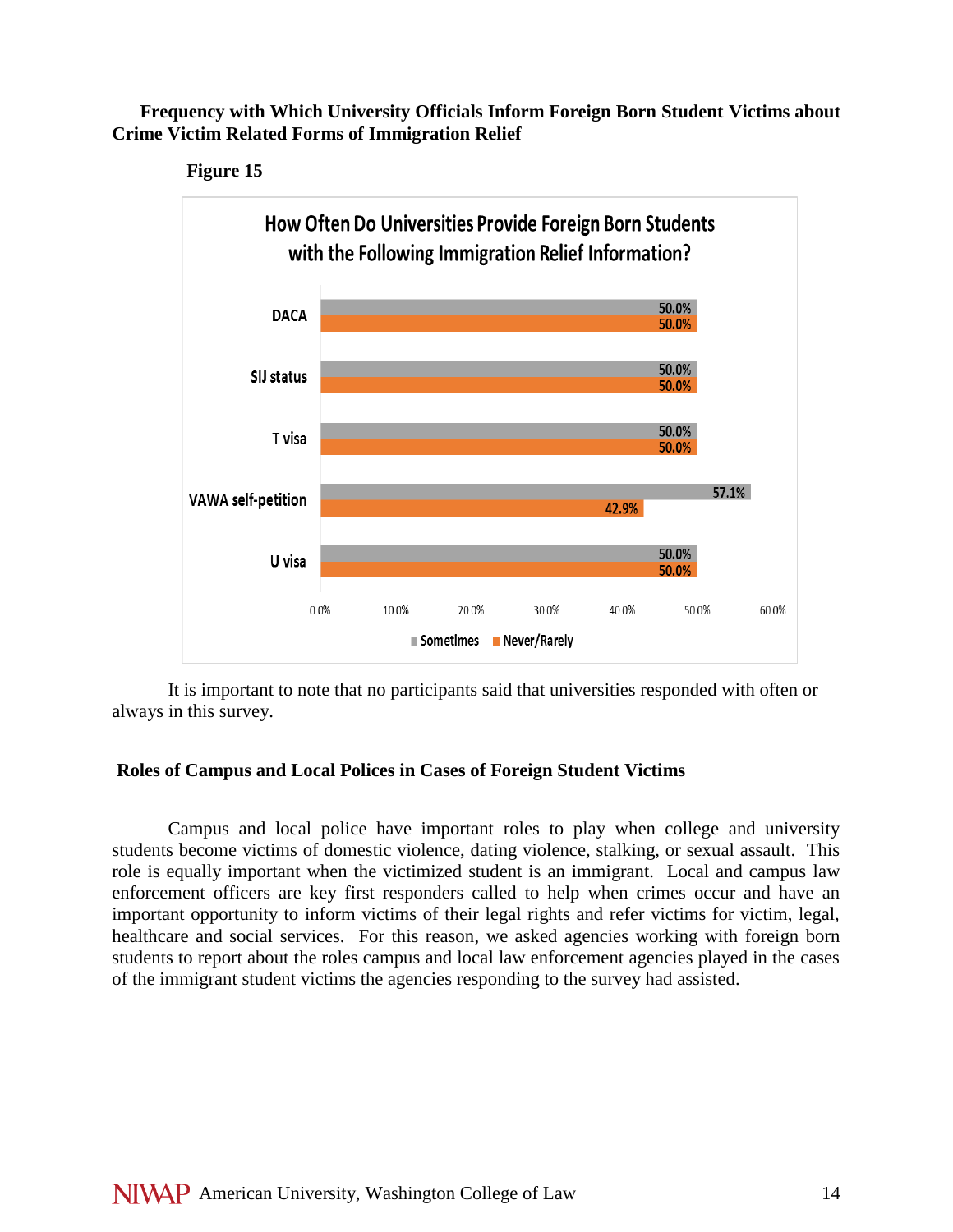**Frequency with Which University Officials Inform Foreign Born Student Victims about Crime Victim Related Forms of Immigration Relief**

**Figure 15**

**How Often Do Universities Provide Foreign Born Students with the Following Immigration Relief Information?**

| | Sometimes | Never/Rarely |
|---|---|---|
| DACA | 50.0% | 50.0% |
| SIJ status | 50.0% | 50.0% |
| T visa | 50.0% | 50.0% |
| VAWA self-petition | 57.1% | 42.9% |
| U visa | 50.0% | 50.0% |

It is important to note that no participants said that universities responded with often or always in this survey.

**Roles of Campus and Local Polices in Cases of Foreign Student Victims**

Campus and local police have important roles to play when college and university students become victims of domestic violence, dating violence, stalking, or sexual assault. This role is equally important when the victimized student is an immigrant. Local and campus law enforcement officers are key first responders called to help when crimes occur and have an important opportunity to inform victims of their legal rights and refer victims for victim, legal, healthcare and social services. For this reason, we asked agencies working with foreign born students to report about the roles campus and local law enforcement agencies played in the cases of the immigrant student victims the agencies responding to the survey had assisted.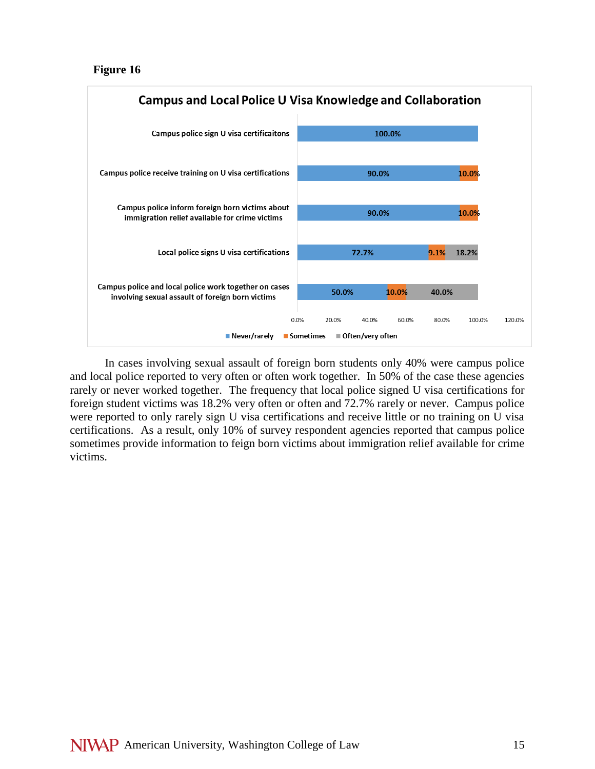**Figure 16**

**Campus and Local Police U Visa Knowledge and Collaboration**

Campus police sign U visa certificaitons
100.0%

Campus police receive training on U visa certifications
90.0%
10.0%

Campus police inform foreign born victims about immigration relief available for crime victims
90.0%
10.0%

Local police signs U visa certifications
72.7%
9.1%
18.2%

Campus police and local police work together on cases involving sexual assault of foreign born victims
50.0%
10.0%
40.0%

0.0% 20.0% 40.0% 60.0% 80.0% 100.0% 120.0%

Never/rarely
Sometimes
Often/very often

In cases involving sexual assault of foreign born students only 40% were campus police and local police reported to very often or often work together. In 50% of the case these agencies rarely or never worked together. The frequency that local police signed U visa certifications for foreign student victims was 18.2% very often or often and 72.7% rarely or never. Campus police were reported to only rarely sign U visa certifications and receive little or no training on U visa certifications. As a result, only 10% of survey respondent agencies reported that campus police sometimes provide information to feign born victims about immigration relief available for crime victims.

NIWAP American University, Washington College of Law